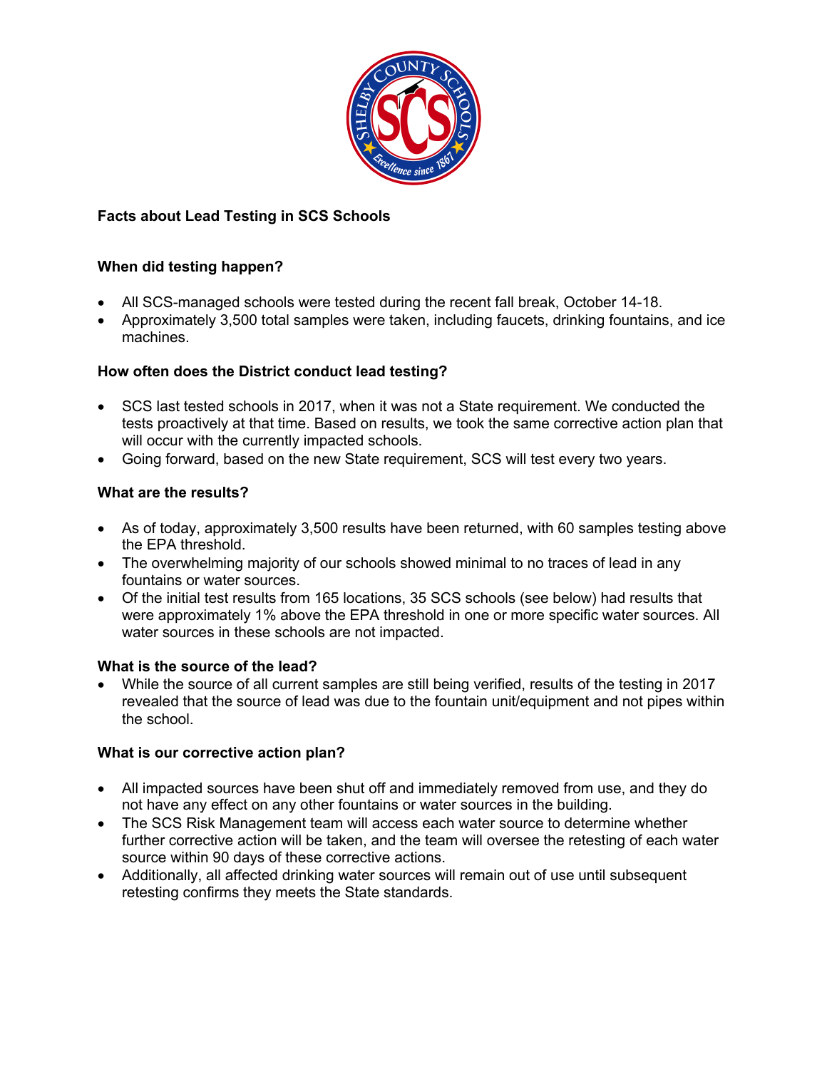# Facts about Lead Testing in SCS Schools

## When did testing happen?

- All SCS-managed schools were tested during the recent fall break, October 14-18.
- Approximately 3,500 total samples were taken, including faucets, drinking fountains, and ice machines.

## How often does the District conduct lead testing?

- SCS last tested schools in 2017, when it was not a State requirement. We conducted the tests proactively at that time. Based on results, we took the same corrective action plan that will occur with the currently impacted schools.
- Going forward, based on the new State requirement, SCS will test every two years.

## What are the results?

- As of today, approximately 3,500 results have been returned, with 60 samples testing above the EPA threshold.
- The overwhelming majority of our schools showed minimal to no traces of lead in any fountains or water sources.
- Of the initial test results from 165 locations, 35 SCS schools (see below) had results that were approximately 1% above the EPA threshold in one or more specific water sources. All water sources in these schools are not impacted.

## What is the source of the lead?

- While the source of all current samples are still being verified, results of the testing in 2017 revealed that the source of lead was due to the fountain unit/equipment and not pipes within the school.

## What is our corrective action plan?

- All impacted sources have been shut off and immediately removed from use, and they do not have any effect on any other fountains or water sources in the building.
- The SCS Risk Management team will access each water source to determine whether further corrective action will be taken, and the team will oversee the retesting of each water source within 90 days of these corrective actions.
- Additionally, all affected drinking water sources will remain out of use until subsequent retesting confirms they meets the State standards.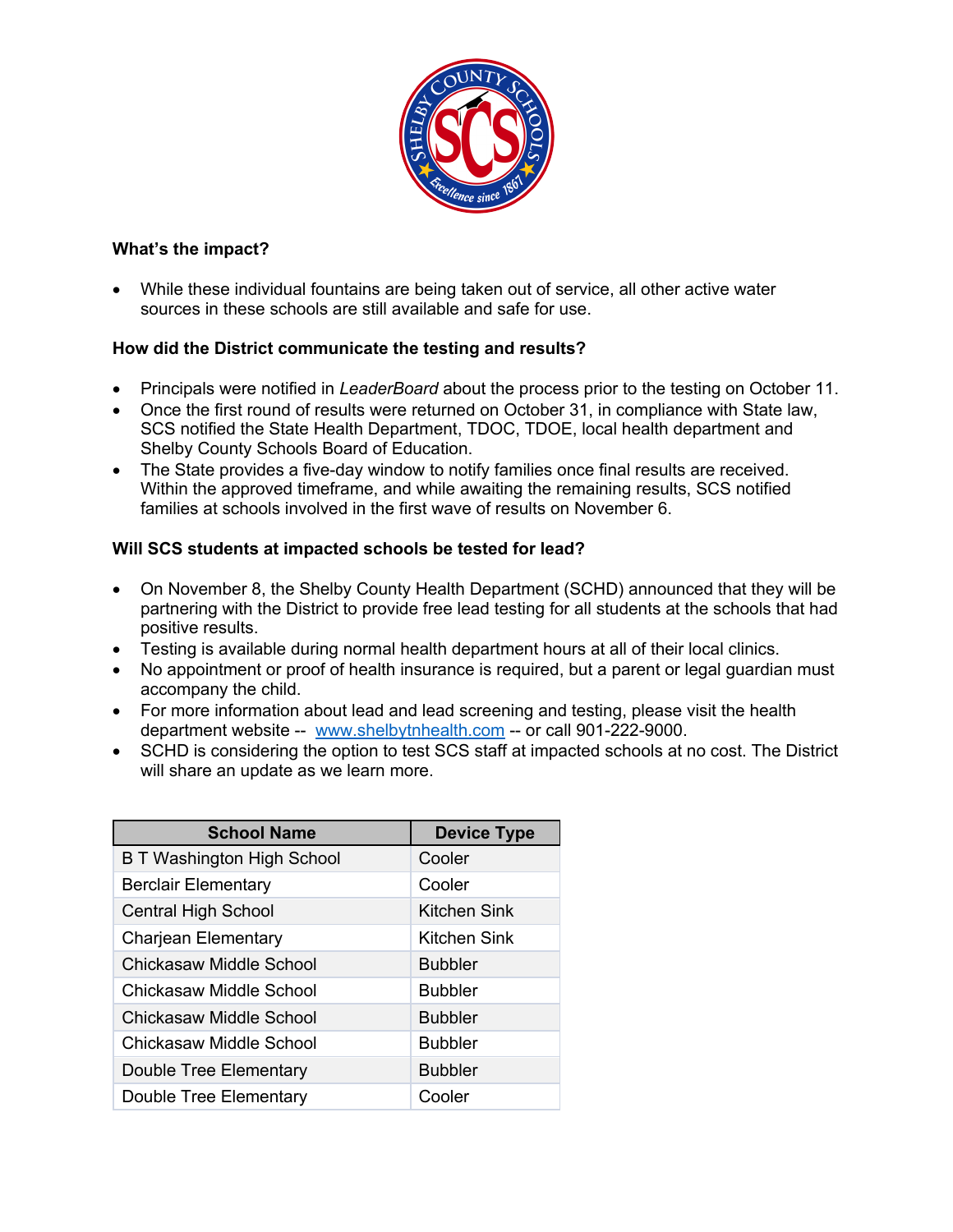**What's the impact?**

- While these individual fountains are being taken out of service, all other active water sources in these schools are still available and safe for use.

**How did the District communicate the testing and results?**

- Principals were notified in *LeaderBoard* about the process prior to the testing on October 11.
- Once the first round of results were returned on October 31, in compliance with State law, SCS notified the State Health Department, TDOC, TDOE, local health department and Shelby County Schools Board of Education.
- The State provides a five-day window to notify families once final results are received. Within the approved timeframe, and while awaiting the remaining results, SCS notified families at schools involved in the first wave of results on November 6.

**Will SCS students at impacted schools be tested for lead?**

- On November 8, the Shelby County Health Department (SCHD) announced that they will be partnering with the District to provide free lead testing for all students at the schools that had positive results.
- Testing is available during normal health department hours at all of their local clinics.
- No appointment or proof of health insurance is required, but a parent or legal guardian must accompany the child.
- For more information about lead and lead screening and testing, please visit the health department website -- www.shelbytnhealth.com -- or call 901-222-9000.
- SCHD is considering the option to test SCS staff at impacted schools at no cost. The District will share an update as we learn more.

| School Name | Device Type |
|---|---|
| B T Washington High School | Cooler |
| Berclair Elementary | Cooler |
| Central High School | Kitchen Sink |
| Charjean Elementary | Kitchen Sink |
| Chickasaw Middle School | Bubbler |
| Chickasaw Middle School | Bubbler |
| Chickasaw Middle School | Bubbler |
| Chickasaw Middle School | Bubbler |
| Double Tree Elementary | Bubbler |
| Double Tree Elementary | Cooler |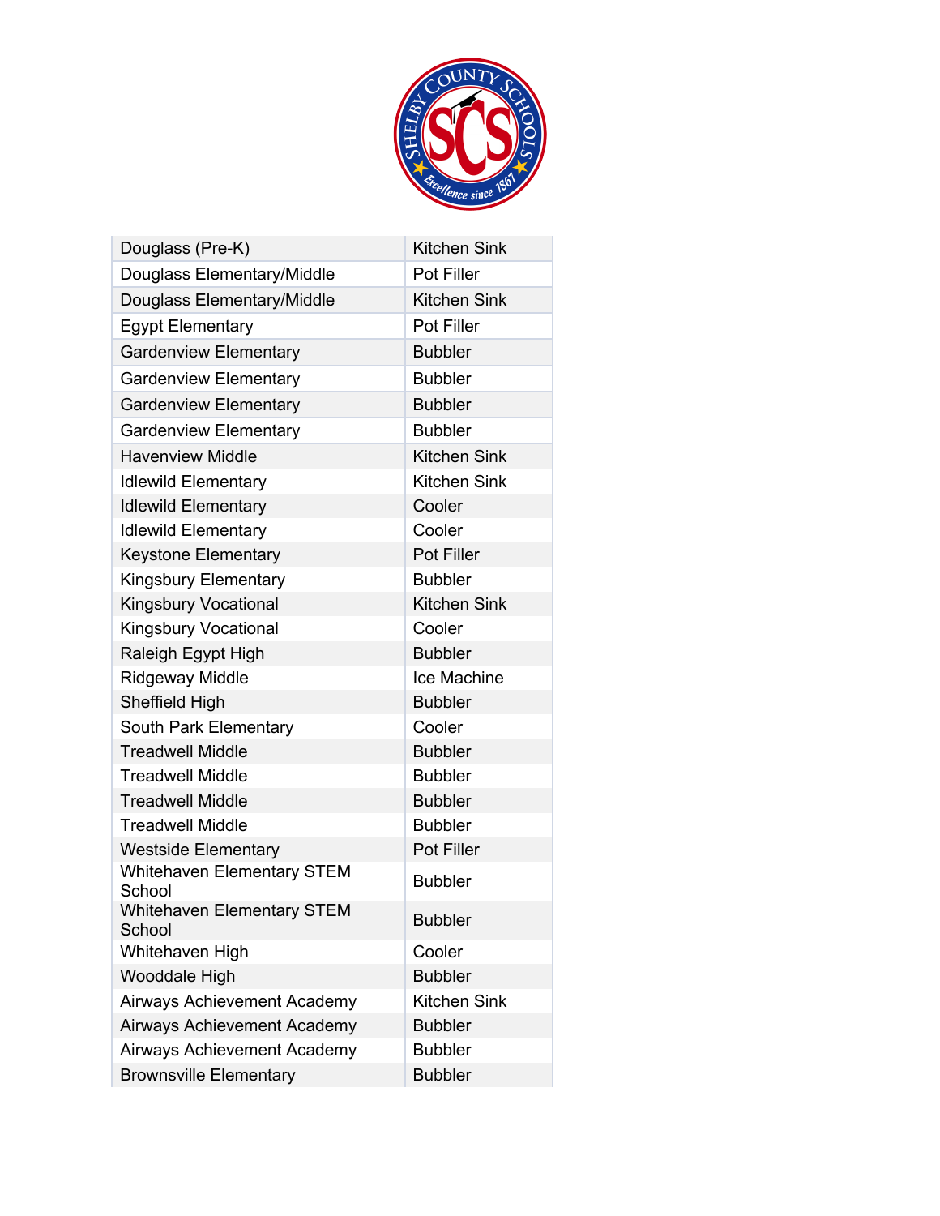| Douglass (Pre-K) | Kitchen Sink |
|---|---|
| Douglass Elementary/Middle | Pot Filler |
| Douglass Elementary/Middle | Kitchen Sink |
| Egypt Elementary | Pot Filler |
| Gardenview Elementary | Bubbler |
| Gardenview Elementary | Bubbler |
| Gardenview Elementary | Bubbler |
| Gardenview Elementary | Bubbler |
| Havenview Middle | Kitchen Sink |
| Idlewild Elementary | Kitchen Sink |
| Idlewild Elementary | Cooler |
| Idlewild Elementary | Cooler |
| Keystone Elementary | Pot Filler |
| Kingsbury Elementary | Bubbler |
| Kingsbury Vocational | Kitchen Sink |
| Kingsbury Vocational | Cooler |
| Raleigh Egypt High | Bubbler |
| Ridgeway Middle | Ice Machine |
| Sheffield High | Bubbler |
| South Park Elementary | Cooler |
| Treadwell Middle | Bubbler |
| Treadwell Middle | Bubbler |
| Treadwell Middle | Bubbler |
| Treadwell Middle | Bubbler |
| Westside Elementary | Pot Filler |
| Whitehaven Elementary STEM School | Bubbler |
| Whitehaven Elementary STEM School | Bubbler |
| Whitehaven High | Cooler |
| Wooddale High | Bubbler |
| Airways Achievement Academy | Kitchen Sink |
| Airways Achievement Academy | Bubbler |
| Airways Achievement Academy | Bubbler |
| Brownsville Elementary | Bubbler |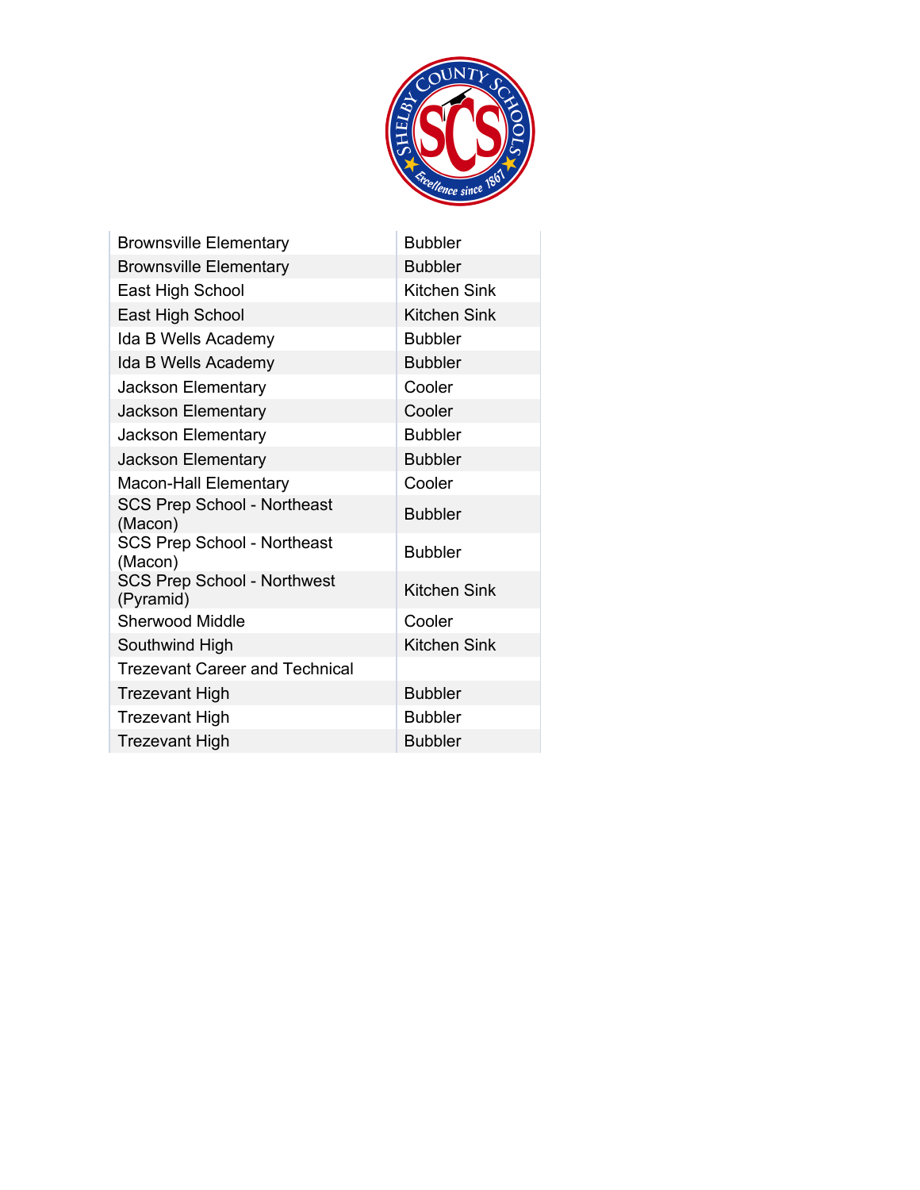| | |
|---|---|
| Brownsville Elementary | Bubbler |
| Brownsville Elementary | Bubbler |
| East High School | Kitchen Sink |
| East High School | Kitchen Sink |
| Ida B Wells Academy | Bubbler |
| Ida B Wells Academy | Bubbler |
| Jackson Elementary | Cooler |
| Jackson Elementary | Cooler |
| Jackson Elementary | Bubbler |
| Jackson Elementary | Bubbler |
| Macon-Hall Elementary | Cooler |
| SCS Prep School - Northeast (Macon) | Bubbler |
| SCS Prep School - Northeast (Macon) | Bubbler |
| SCS Prep School - Northwest (Pyramid) | Kitchen Sink |
| Sherwood Middle | Cooler |
| Southwind High | Kitchen Sink |
| Trezevant Career and Technical | |
| Trezevant High | Bubbler |
| Trezevant High | Bubbler |
| Trezevant High | Bubbler |